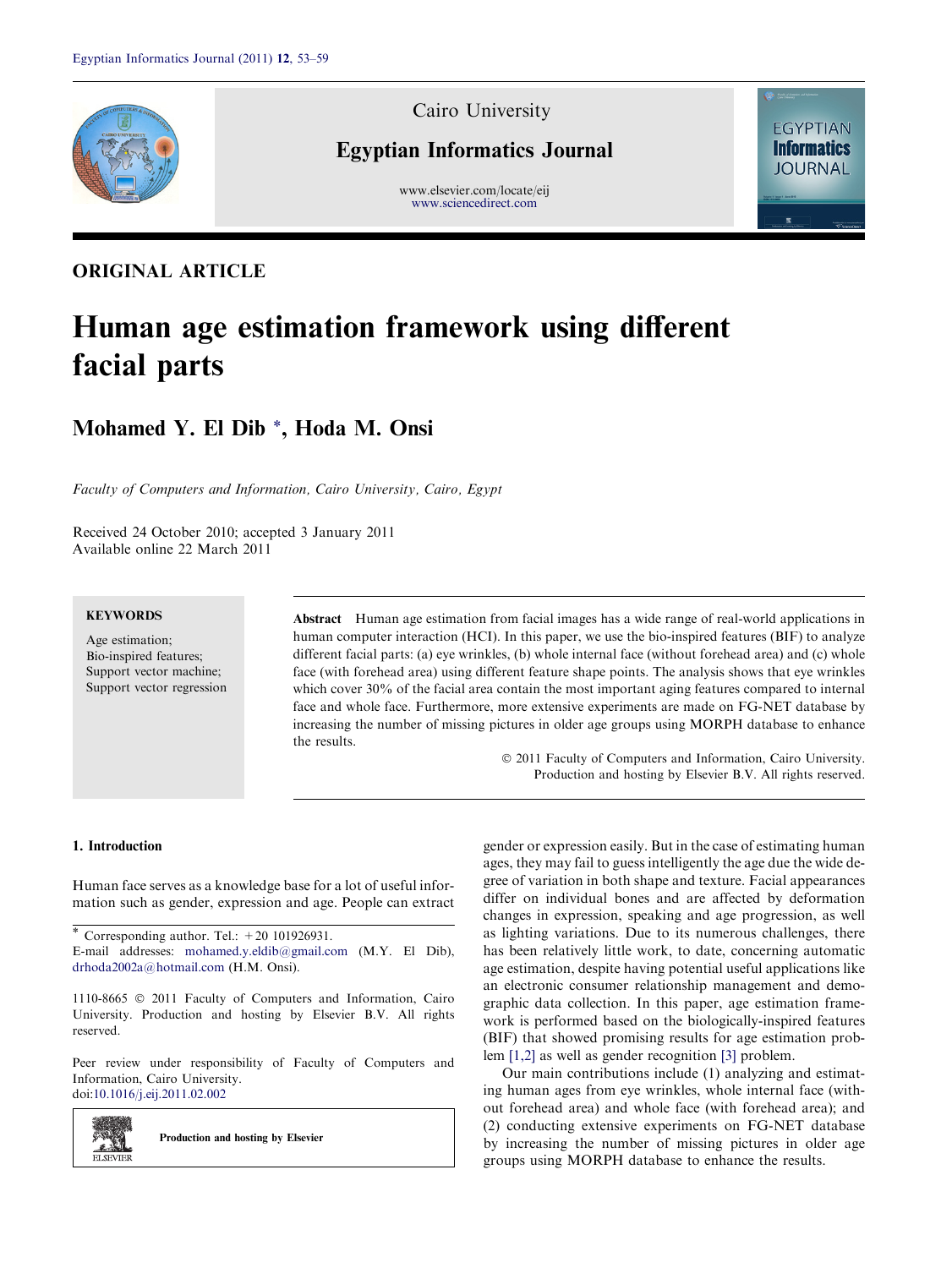Cairo University

**Egyptian Informatics Journal**

www.elsevier.com/locate/eij
www.sciencedirect.com

ORIGINAL ARTICLE

# Human age estimation framework using different facial parts

## Mohamed Y. El Dib *, Hoda M. Onsi

*Faculty of Computers and Information, Cairo University, Cairo, Egypt*

Received 24 October 2010; accepted 3 January 2011
Available online 22 March 2011

**KEYWORDS**

Age estimation;
Bio-inspired features;
Support vector machine;
Support vector regression

**Abstract** Human age estimation from facial images has a wide range of real-world applications in human computer interaction (HCI). In this paper, we use the bio-inspired features (BIF) to analyze different facial parts: (a) eye wrinkles, (b) whole internal face (without forehead area) and (c) whole face (with forehead area) using different feature shape points. The analysis shows that eye wrinkles which cover 30% of the facial area contain the most important aging features compared to internal face and whole face. Furthermore, more extensive experiments are made on FG-NET database by increasing the number of missing pictures in older age groups using MORPH database to enhance the results.

© 2011 Faculty of Computers and Information, Cairo University. Production and hosting by Elsevier B.V. All rights reserved.

## 1. Introduction

Human face serves as a knowledge base for a lot of useful information such as gender, expression and age. People can extract gender or expression easily. But in the case of estimating human ages, they may fail to guess intelligently the age due the wide degree of variation in both shape and texture. Facial appearances differ on individual bones and are affected by deformation changes in expression, speaking and age progression, as well as lighting variations. Due to its numerous challenges, there has been relatively little work, to date, concerning automatic age estimation, despite having potential useful applications like an electronic consumer relationship management and demographic data collection. In this paper, age estimation framework is performed based on the biologically-inspired features (BIF) that showed promising results for age estimation problem [1,2] as well as gender recognition [3] problem.

Our main contributions include (1) analyzing and estimating human ages from eye wrinkles, whole internal face (without forehead area) and whole face (with forehead area); and (2) conducting extensive experiments on FG-NET database by increasing the number of missing pictures in older age groups using MORPH database to enhance the results.

* Corresponding author. Tel.: +20 101926931.
E-mail addresses: mohamed.y.eldib@gmail.com (M.Y. El Dib), drhoda2002a@hotmail.com (H.M. Onsi).

1110-8665 © 2011 Faculty of Computers and Information, Cairo University. Production and hosting by Elsevier B.V. All rights reserved.

Peer review under responsibility of Faculty of Computers and Information, Cairo University.
doi:10.1016/j.eij.2011.02.002

Production and hosting by Elsevier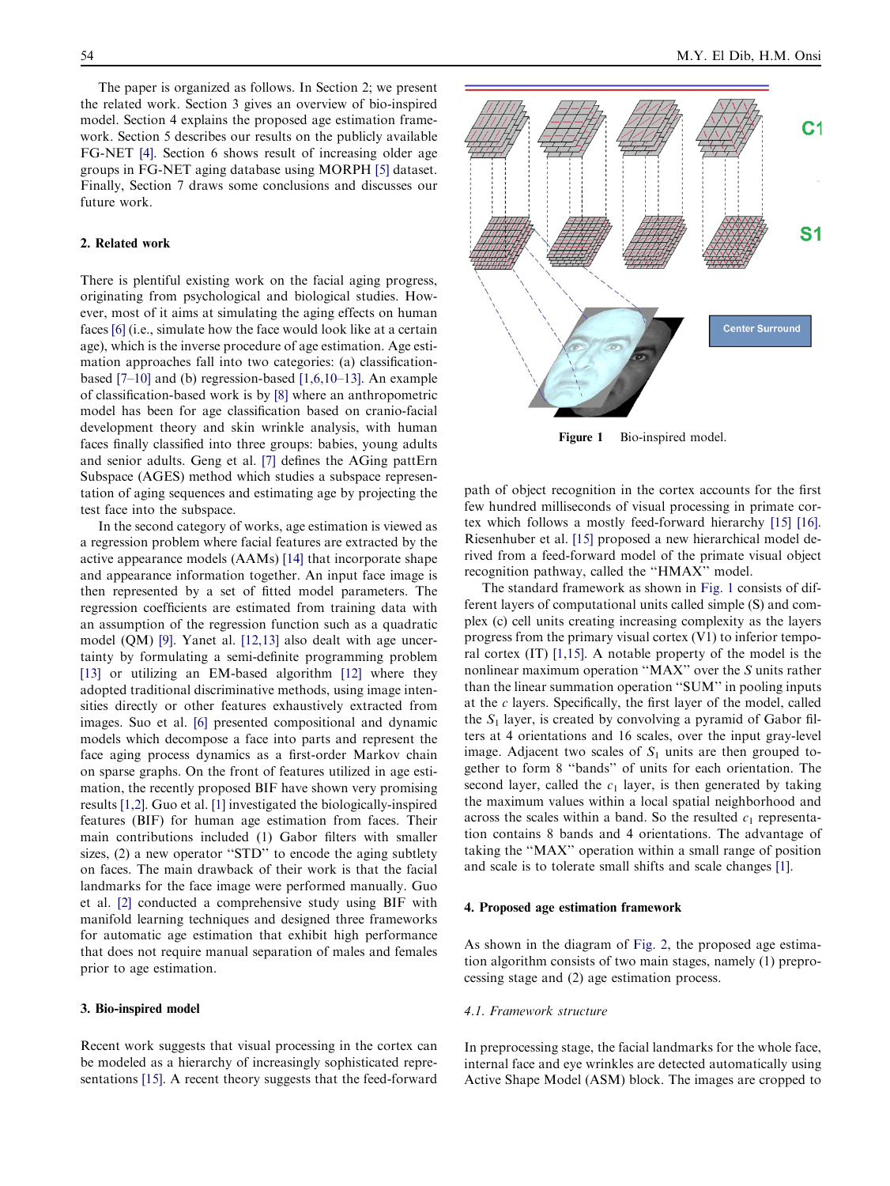The paper is organized as follows. In Section 2; we present the related work. Section 3 gives an overview of bio-inspired model. Section 4 explains the proposed age estimation framework. Section 5 describes our results on the publicly available FG-NET [4]. Section 6 shows result of increasing older age groups in FG-NET aging database using MORPH [5] dataset. Finally, Section 7 draws some conclusions and discusses our future work.

## 2. Related work

There is plentiful existing work on the facial aging progress, originating from psychological and biological studies. However, most of it aims at simulating the aging effects on human faces [6] (i.e., simulate how the face would look like at a certain age), which is the inverse procedure of age estimation. Age estimation approaches fall into two categories: (a) classification-based [7–10] and (b) regression-based [1,6,10–13]. An example of classification-based work is by [8] where an anthropometric model has been for age classification based on cranio-facial development theory and skin wrinkle analysis, with human faces finally classified into three groups: babies, young adults and senior adults. Geng et al. [7] defines the AGing pattErn Subspace (AGES) method which studies a subspace representation of aging sequences and estimating age by projecting the test face into the subspace.

In the second category of works, age estimation is viewed as a regression problem where facial features are extracted by the active appearance models (AAMs) [14] that incorporate shape and appearance information together. An input face image is then represented by a set of fitted model parameters. The regression coefficients are estimated from training data with an assumption of the regression function such as a quadratic model (QM) [9]. Yanet al. [12,13] also dealt with age uncertainty by formulating a semi-definite programming problem [13] or utilizing an EM-based algorithm [12] where they adopted traditional discriminative methods, using image intensities directly or other features exhaustively extracted from images. Suo et al. [6] presented compositional and dynamic models which decompose a face into parts and represent the face aging process dynamics as a first-order Markov chain on sparse graphs. On the front of features utilized in age estimation, the recently proposed BIF have shown very promising results [1,2]. Guo et al. [1] investigated the biologically-inspired features (BIF) for human age estimation from faces. Their main contributions included (1) Gabor filters with smaller sizes, (2) a new operator "STD" to encode the aging subtlety on faces. The main drawback of their work is that the facial landmarks for the face image were performed manually. Guo et al. [2] conducted a comprehensive study using BIF with manifold learning techniques and designed three frameworks for automatic age estimation that exhibit high performance that does not require manual separation of males and females prior to age estimation.

## 3. Bio-inspired model

Recent work suggests that visual processing in the cortex can be modeled as a hierarchy of increasingly sophisticated representations [15]. A recent theory suggests that the feed-forward path of object recognition in the cortex accounts for the first few hundred milliseconds of visual processing in primate cortex which follows a mostly feed-forward hierarchy [15] [16]. Riesenhuber et al. [15] proposed a new hierarchical model derived from a feed-forward model of the primate visual object recognition pathway, called the "HMAX" model.

**Figure 1** Bio-inspired model.

The standard framework as shown in Fig. 1 consists of different layers of computational units called simple (S) and complex (c) cell units creating increasing complexity as the layers progress from the primary visual cortex (V1) to inferior temporal cortex (IT) [1,15]. A notable property of the model is the nonlinear maximum operation "MAX" over the $S$ units rather than the linear summation operation "SUM" in pooling inputs at the $c$ layers. Specifically, the first layer of the model, called the $S_1$ layer, is created by convolving a pyramid of Gabor filters at 4 orientations and 16 scales, over the input gray-level image. Adjacent two scales of $S_1$ units are then grouped together to form 8 "bands" of units for each orientation. The second layer, called the $c_1$ layer, is then generated by taking the maximum values within a local spatial neighborhood and across the scales within a band. So the resulted $c_1$ representation contains 8 bands and 4 orientations. The advantage of taking the "MAX" operation within a small range of position and scale is to tolerate small shifts and scale changes [1].

## 4. Proposed age estimation framework

As shown in the diagram of Fig. 2, the proposed age estimation algorithm consists of two main stages, namely (1) preprocessing stage and (2) age estimation process.

### 4.1. Framework structure

In preprocessing stage, the facial landmarks for the whole face, internal face and eye wrinkles are detected automatically using Active Shape Model (ASM) block. The images are cropped to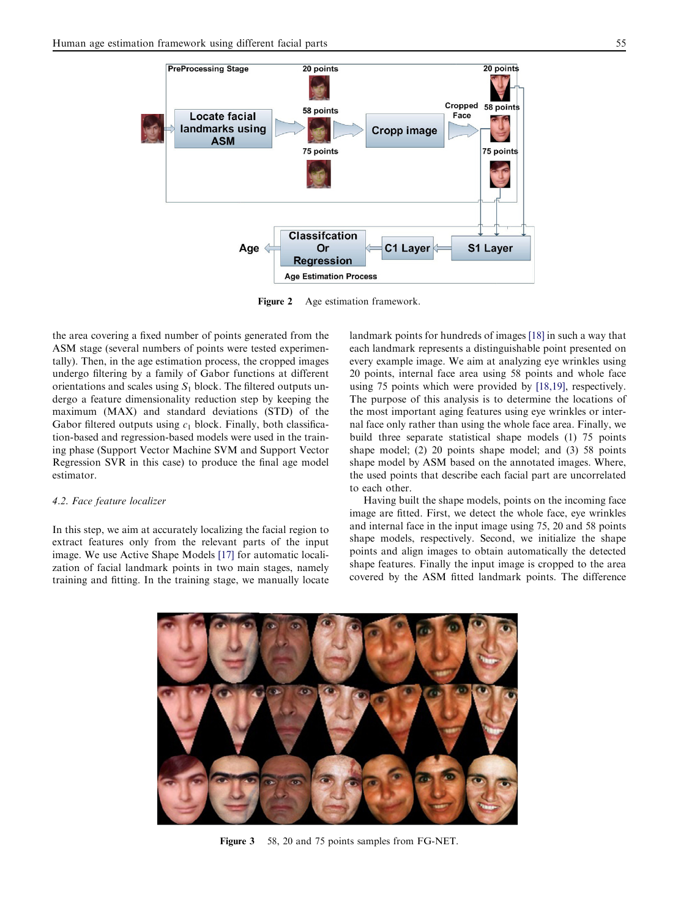Figure 2 Age estimation framework.

the area covering a fixed number of points generated from the ASM stage (several numbers of points were tested experimentally). Then, in the age estimation process, the cropped images undergo filtering by a family of Gabor functions at different orientations and scales using $S_1$ block. The filtered outputs undergo a feature dimensionality reduction step by keeping the maximum (MAX) and standard deviations (STD) of the Gabor filtered outputs using $c_1$ block. Finally, both classification-based and regression-based models were used in the training phase (Support Vector Machine SVM and Support Vector Regression SVR in this case) to produce the final age model estimator.

### 4.2. Face feature localizer

In this step, we aim at accurately localizing the facial region to extract features only from the relevant parts of the input image. We use Active Shape Models [17] for automatic localization of facial landmark points in two main stages, namely training and fitting. In the training stage, we manually locate landmark points for hundreds of images [18] in such a way that each landmark represents a distinguishable point presented on every example image. We aim at analyzing eye wrinkles using 20 points, internal face area using 58 points and whole face using 75 points which were provided by [18,19], respectively. The purpose of this analysis is to determine the locations of the most important aging features using eye wrinkles or internal face only rather than using the whole face area. Finally, we build three separate statistical shape models (1) 75 points shape model; (2) 20 points shape model; and (3) 58 points shape model by ASM based on the annotated images. Where, the used points that describe each facial part are uncorrelated to each other.

Having built the shape models, points on the incoming face image are fitted. First, we detect the whole face, eye wrinkles and internal face in the input image using 75, 20 and 58 points shape models, respectively. Second, we initialize the shape points and align images to obtain automatically the detected shape features. Finally the input image is cropped to the area covered by the ASM fitted landmark points. The difference

Figure 3 58, 20 and 75 points samples from FG-NET.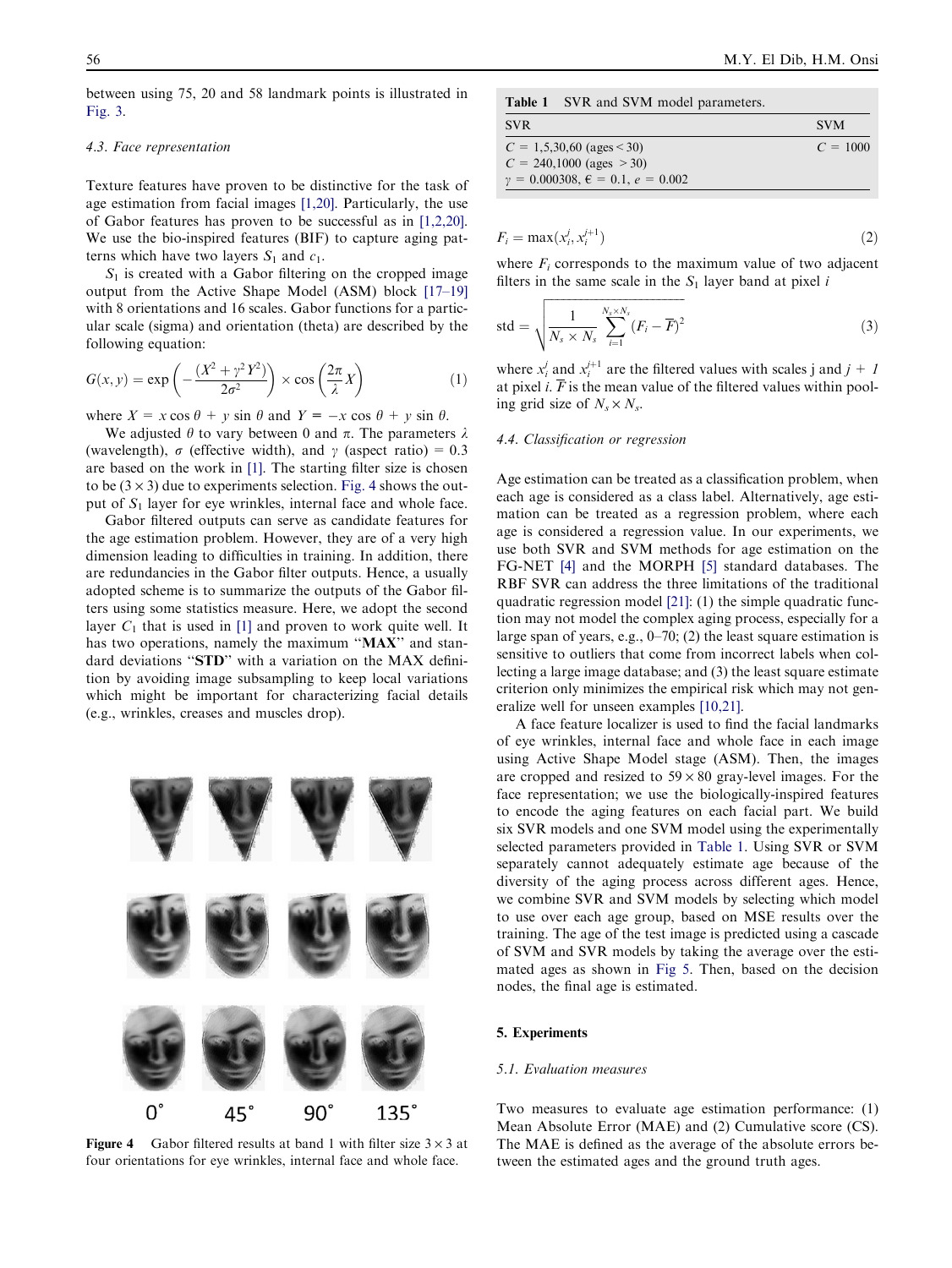between using 75, 20 and 58 landmark points is illustrated in Fig. 3.

### 4.3. Face representation

Texture features have proven to be distinctive for the task of age estimation from facial images [1,20]. Particularly, the use of Gabor features has proven to be successful as in [1,2,20]. We use the bio-inspired features (BIF) to capture aging patterns which have two layers $S_1$ and $c_1$.

$S_1$ is created with a Gabor filtering on the cropped image output from the Active Shape Model (ASM) block [17–19] with 8 orientations and 16 scales. Gabor functions for a particular scale (sigma) and orientation (theta) are described by the following equation:

$$G(x,y) = \exp\left(-\frac{(X^2+\gamma^2 Y^2)}{2\sigma^2}\right) \times \cos\left(\frac{2\pi}{\lambda}X\right) \tag{1}$$

where $X = x\cos\theta + y\sin\theta$ and $Y = -x\cos\theta + y\sin\theta$.

We adjusted $\theta$ to vary between 0 and $\pi$. The parameters $\lambda$ (wavelength), $\sigma$ (effective width), and $\gamma$ (aspect ratio) = 0.3 are based on the work in [1]. The starting filter size is chosen to be $(3 \times 3)$ due to experiments selection. Fig. 4 shows the output of $S_1$ layer for eye wrinkles, internal face and whole face.

Gabor filtered outputs can serve as candidate features for the age estimation problem. However, they are of a very high dimension leading to difficulties in training. In addition, there are redundancies in the Gabor filter outputs. Hence, a usually adopted scheme is to summarize the outputs of the Gabor filters using some statistics measure. Here, we adopt the second layer $C_1$ that is used in [1] and proven to work quite well. It has two operations, namely the maximum "**MAX**" and standard deviations "**STD**" with a variation on the MAX definition by avoiding image subsampling to keep local variations which might be important for characterizing facial details (e.g., wrinkles, creases and muscles drop).

**Figure 4** Gabor filtered results at band 1 with filter size 3 × 3 at four orientations for eye wrinkles, internal face and whole face.

**Table 1** SVR and SVM model parameters.

| SVR | SVM |
|---|---|
| $C$ = 1,5,30,60 (ages < 30)<br>$C$ = 240,1000 (ages > 30)<br>$\gamma$ = 0.000308, $\epsilon$ = 0.1, $e$ = 0.002 | $C$ = 1000 |

$$F_i = \max(x_i^j, x_i^{j+1}) \tag{2}$$

where $F_i$ corresponds to the maximum value of two adjacent filters in the same scale in the $S_1$ layer band at pixel $i$

$$\text{std} = \sqrt{\frac{1}{N_s \times N_s}\sum_{i=1}^{N_s \times N_s}(F_i - \overline{F})^2} \tag{3}$$

where $x_i^j$ and $x_i^{j+1}$ are the filtered values with scales j and $j+1$ at pixel $i$. $\overline{F}$ is the mean value of the filtered values within pooling grid size of $N_s \times N_s$.

### 4.4. Classification or regression

Age estimation can be treated as a classification problem, when each age is considered as a class label. Alternatively, age estimation can be treated as a regression problem, where each age is considered a regression value. In our experiments, we use both SVR and SVM methods for age estimation on the FG-NET [4] and the MORPH [5] standard databases. The RBF SVR can address the three limitations of the traditional quadratic regression model [21]: (1) the simple quadratic function may not model the complex aging process, especially for a large span of years, e.g., 0–70; (2) the least square estimation is sensitive to outliers that come from incorrect labels when collecting a large image database; and (3) the least square estimate criterion only minimizes the empirical risk which may not generalize well for unseen examples [10,21].

A face feature localizer is used to find the facial landmarks of eye wrinkles, internal face and whole face in each image using Active Shape Model stage (ASM). Then, the images are cropped and resized to 59 × 80 gray-level images. For the face representation; we use the biologically-inspired features to encode the aging features on each facial part. We build six SVR models and one SVM model using the experimentally selected parameters provided in Table 1. Using SVR or SVM separately cannot adequately estimate age because of the diversity of the aging process across different ages. Hence, we combine SVR and SVM models by selecting which model to use over each age group, based on MSE results over the training. The age of the test image is predicted using a cascade of SVM and SVR models by taking the average over the estimated ages as shown in Fig 5. Then, based on the decision nodes, the final age is estimated.

## 5. Experiments

### 5.1. Evaluation measures

Two measures to evaluate age estimation performance: (1) Mean Absolute Error (MAE) and (2) Cumulative score (CS). The MAE is defined as the average of the absolute errors between the estimated ages and the ground truth ages.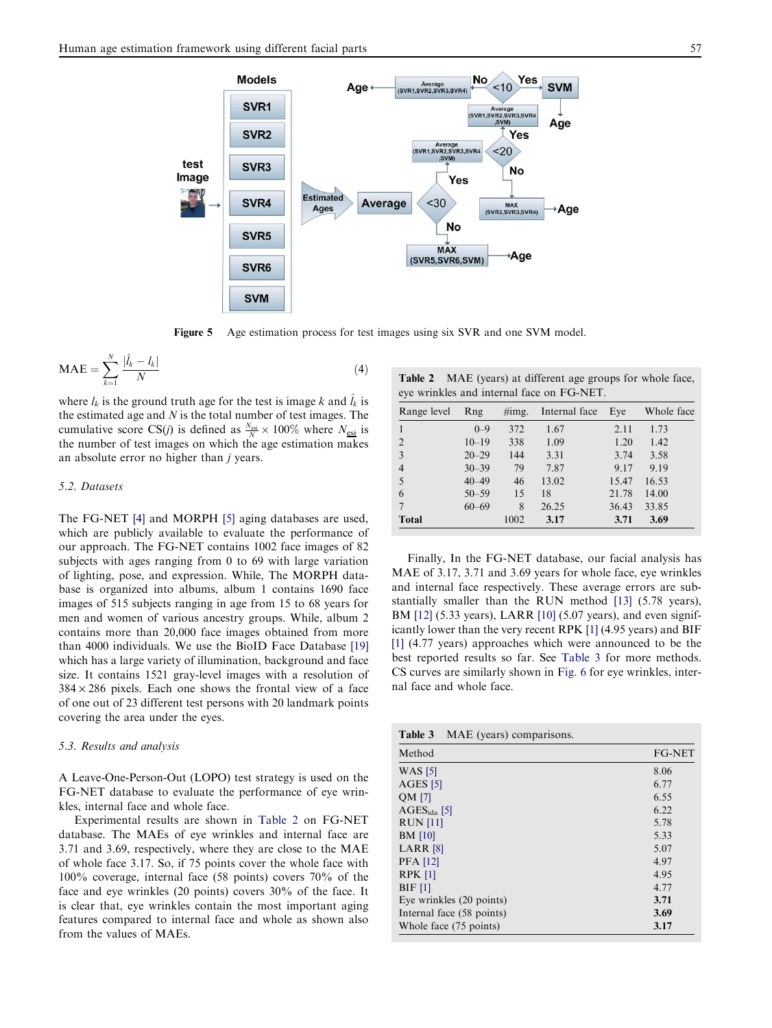Figure 5 Age estimation process for test images using six SVR and one SVM model.

$$\text{MAE} = \sum_{k=1}^{N} \frac{|\hat{l}_k - l_k|}{N} \quad (4)$$

where $l_k$ is the ground truth age for the test is image $k$ and $\hat{l}_k$ is the estimated age and $N$ is the total number of test images. The cumulative score CS($j$) is defined as $\frac{N_{esi}}{N} \times 100\%$ where $N_{esi}$ is the number of test images on which the age estimation makes an absolute error no higher than $j$ years.

### 5.2. Datasets

The FG-NET [4] and MORPH [5] aging databases are used, which are publicly available to evaluate the performance of our approach. The FG-NET contains 1002 face images of 82 subjects with ages ranging from 0 to 69 with large variation of lighting, pose, and expression. While, The MORPH database is organized into albums, album 1 contains 1690 face images of 515 subjects ranging in age from 15 to 68 years for men and women of various ancestry groups. While, album 2 contains more than 20,000 face images obtained from more than 4000 individuals. We use the BioID Face Database [19] which has a large variety of illumination, background and face size. It contains 1521 gray-level images with a resolution of $384 \times 286$ pixels. Each one shows the frontal view of a face of one out of 23 different test persons with 20 landmark points covering the area under the eyes.

### 5.3. Results and analysis

A Leave-One-Person-Out (LOPO) test strategy is used on the FG-NET database to evaluate the performance of eye wrinkles, internal face and whole face.

Experimental results are shown in Table 2 on FG-NET database. The MAEs of eye wrinkles and internal face are 3.71 and 3.69, respectively, where they are close to the MAE of whole face 3.17. So, if 75 points cover the whole face with 100% coverage, internal face (58 points) covers 70% of the face and eye wrinkles (20 points) covers 30% of the face. It is clear that, eye wrinkles contain the most important aging features compared to internal face and whole as shown also from the values of MAEs.

**Table 2** MAE (years) at different age groups for whole face, eye wrinkles and internal face on FG-NET.

| Range level | Rng | #img. | Internal face | Eye | Whole face |
|---|---|---|---|---|---|
| 1 | 0–9 | 372 | 1.67 | 2.11 | 1.73 |
| 2 | 10–19 | 338 | 1.09 | 1.20 | 1.42 |
| 3 | 20–29 | 144 | 3.31 | 3.74 | 3.58 |
| 4 | 30–39 | 79 | 7.87 | 9.17 | 9.19 |
| 5 | 40–49 | 46 | 13.02 | 15.47 | 16.53 |
| 6 | 50–59 | 15 | 18 | 21.78 | 14.00 |
| 7 | 60–69 | 8 | 26.25 | 36.43 | 33.85 |
| **Total** | | 1002 | **3.17** | **3.71** | **3.69** |

Finally, In the FG-NET database, our facial analysis has MAE of 3.17, 3.71 and 3.69 years for whole face, eye wrinkles and internal face respectively. These average errors are substantially smaller than the RUN method [13] (5.78 years), BM [12] (5.33 years), LARR [10] (5.07 years), and even significantly lower than the very recent RPK [1] (4.95 years) and BIF [1] (4.77 years) approaches which were announced to be the best reported results so far. See Table 3 for more methods. CS curves are similarly shown in Fig. 6 for eye wrinkles, internal face and whole face.

**Table 3** MAE (years) comparisons.

| Method | FG-NET |
|---|---|
| WAS [5] | 8.06 |
| AGES [5] | 6.77 |
| QM [7] | 6.55 |
| $\text{AGES}_{\text{lda}}$ [5] | 6.22 |
| RUN [11] | 5.78 |
| BM [10] | 5.33 |
| LARR [8] | 5.07 |
| PFA [12] | 4.97 |
| RPK [1] | 4.95 |
| BIF [1] | 4.77 |
| Eye wrinkles (20 points) | **3.71** |
| Internal face (58 points) | **3.69** |
| Whole face (75 points) | **3.17** |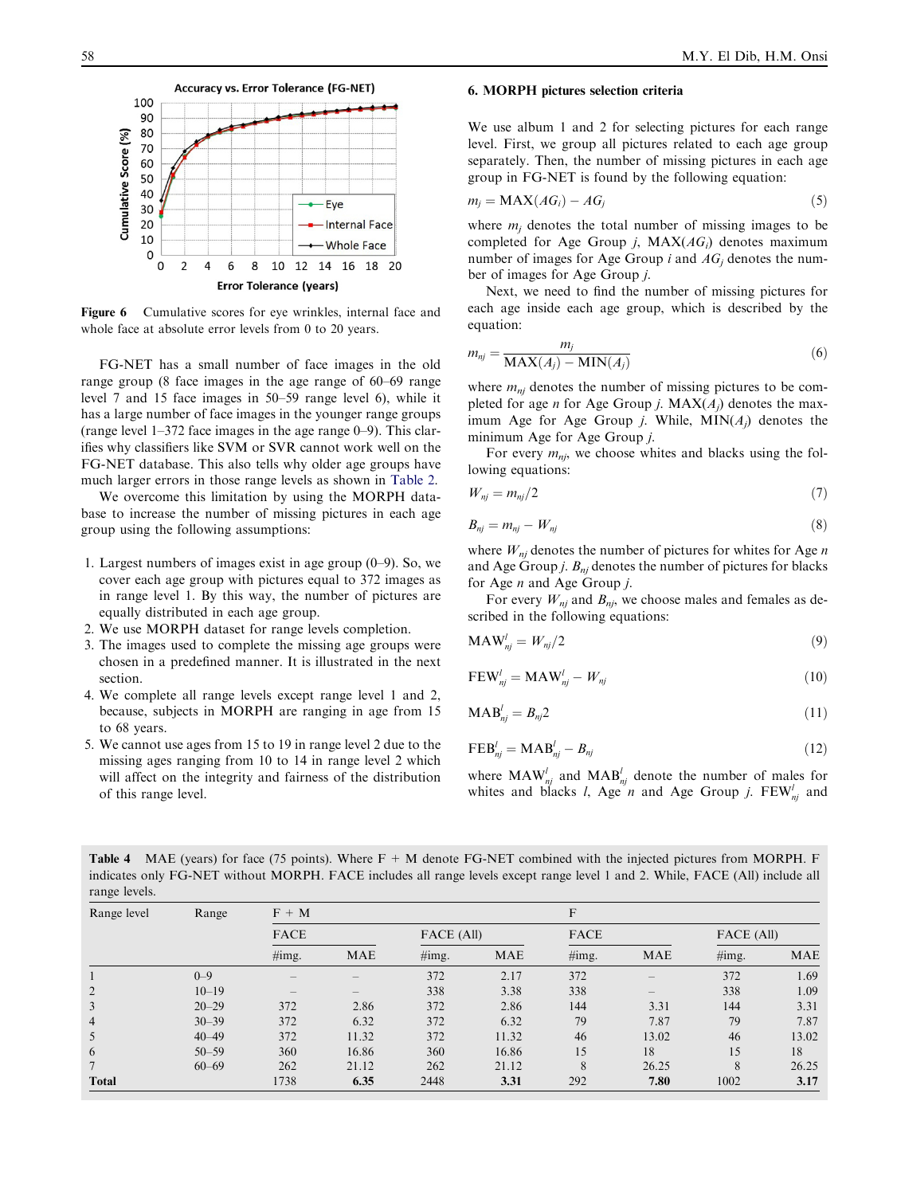Figure 6 Cumulative scores for eye wrinkles, internal face and whole face at absolute error levels from 0 to 20 years.

FG-NET has a small number of face images in the old range group (8 face images in the age range of 60–69 range level 7 and 15 face images in 50–59 range level 6), while it has a large number of face images in the younger range groups (range level 1–372 face images in the age range 0–9). This clarifies why classifiers like SVM or SVR cannot work well on the FG-NET database. This also tells why older age groups have much larger errors in those range levels as shown in Table 2.

We overcome this limitation by using the MORPH database to increase the number of missing pictures in each age group using the following assumptions:

1. Largest numbers of images exist in age group (0–9). So, we cover each age group with pictures equal to 372 images as in range level 1. By this way, the number of pictures are equally distributed in each age group.
2. We use MORPH dataset for range levels completion.
3. The images used to complete the missing age groups were chosen in a predefined manner. It is illustrated in the next section.
4. We complete all range levels except range level 1 and 2, because, subjects in MORPH are ranging in age from 15 to 68 years.
5. We cannot use ages from 15 to 19 in range level 2 due to the missing ages ranging from 10 to 14 in range level 2 which will affect on the integrity and fairness of the distribution of this range level.

## 6. MORPH pictures selection criteria

We use album 1 and 2 for selecting pictures for each range level. First, we group all pictures related to each age group separately. Then, the number of missing pictures in each age group in FG-NET is found by the following equation:

$$m_j = \text{MAX}(AG_i) - AG_j \tag{5}$$

where $m_j$ denotes the total number of missing images to be completed for Age Group $j$, $\text{MAX}(AG_i)$ denotes maximum number of images for Age Group $i$ and $AG_j$ denotes the number of images for Age Group $j$.

Next, we need to find the number of missing pictures for each age inside each age group, which is described by the equation:

$$m_{nj} = \frac{m_j}{\text{MAX}(A_j) - \text{MIN}(A_j)} \tag{6}$$

where $m_{nj}$ denotes the number of missing pictures to be completed for age $n$ for Age Group $j$. $\text{MAX}(A_j)$ denotes the maximum Age for Age Group $j$. While, $\text{MIN}(A_j)$ denotes the minimum Age for Age Group $j$.

For every $m_{nj}$, we choose whites and blacks using the following equations:

$$W_{nj} = m_{nj}/2 \tag{7}$$

$$B_{nj} = m_{nj} - W_{nj} \tag{8}$$

where $W_{nj}$ denotes the number of pictures for whites for Age $n$ and Age Group $j$. $B_{nj}$ denotes the number of pictures for blacks for Age $n$ and Age Group $j$.

For every $W_{nj}$ and $B_{nj}$, we choose males and females as described in the following equations:

$$\text{MAW}^l_{nj} = W_{nj}/2 \tag{9}$$

$$\text{FEW}^l_{nj} = \text{MAW}^l_{nj} - W_{nj} \tag{10}$$

$$\text{MAB}^l_{nj} = B_{nj}2 \tag{11}$$

$$\text{FEB}^l_{nj} = \text{MAB}^l_{nj} - B_{nj} \tag{12}$$

where $\text{MAW}^l_{nj}$ and $\text{MAB}^l_{nj}$ denote the number of males for whites and blacks $l$, Age $n$ and Age Group $j$. $\text{FEW}^l_{nj}$ and

**Table 4** MAE (years) for face (75 points). Where F + M denote FG-NET combined with the injected pictures from MORPH. F indicates only FG-NET without MORPH. FACE includes all range levels except range level 1 and 2. While, FACE (All) include all range levels.

| Range level | Range | F + M | | | | F | | | |
|---|---|---|---|---|---|---|---|---|---|
| | | FACE | | FACE (All) | | FACE | | FACE (All) | |
| | | #img. | MAE | #img. | MAE | #img. | MAE | #img. | MAE |
| 1 | 0–9 | – | – | 372 | 2.17 | 372 | – | 372 | 1.69 |
| 2 | 10–19 | – | – | 338 | 3.38 | 338 | – | 338 | 1.09 |
| 3 | 20–29 | 372 | 2.86 | 372 | 2.86 | 144 | 3.31 | 144 | 3.31 |
| 4 | 30–39 | 372 | 6.32 | 372 | 6.32 | 79 | 7.87 | 79 | 7.87 |
| 5 | 40–49 | 372 | 11.32 | 372 | 11.32 | 46 | 13.02 | 46 | 13.02 |
| 6 | 50–59 | 360 | 16.86 | 360 | 16.86 | 15 | 18 | 15 | 18 |
| 7 | 60–69 | 262 | 21.12 | 262 | 21.12 | 8 | 26.25 | 8 | 26.25 |
| **Total** | | 1738 | **6.35** | 2448 | **3.31** | 292 | **7.80** | 1002 | **3.17** |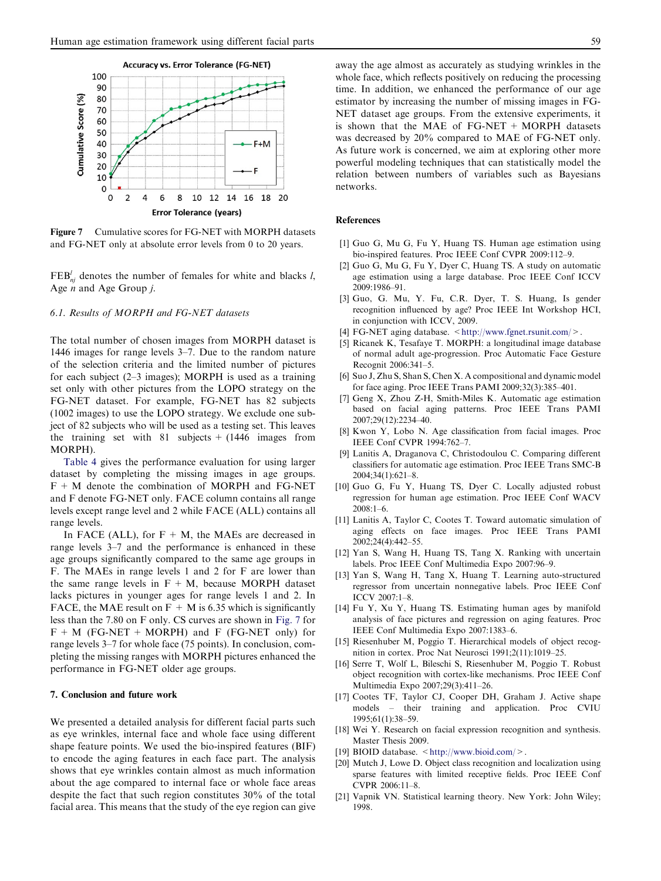Accuracy vs. Error Tolerance (FG-NET)

Cumulative Score (%)

100
90
80
70
60
50
40
30
20
10
0

0 2 4 6 8 10 12 14 16 18 20

Error Tolerance (years)

F+M

F

Figure 7 Cumulative scores for FG-NET with MORPH datasets and FG-NET only at absolute error levels from 0 to 20 years.

$FEB^{l}_{nj}$ denotes the number of females for white and blacks $l$, Age $n$ and Age Group $j$.

### 6.1. Results of MORPH and FG-NET datasets

The total number of chosen images from MORPH dataset is 1446 images for range levels 3–7. Due to the random nature of the selection criteria and the limited number of pictures for each subject (2–3 images); MORPH is used as a training set only with other pictures from the LOPO strategy on the FG-NET dataset. For example, FG-NET has 82 subjects (1002 images) to use the LOPO strategy. We exclude one subject of 82 subjects who will be used as a testing set. This leaves the training set with 81 subjects + (1446 images from MORPH).

Table 4 gives the performance evaluation for using larger dataset by completing the missing images in age groups. F + M denote the combination of MORPH and FG-NET and F denote FG-NET only. FACE column contains all range levels except range level and 2 while FACE (ALL) contains all range levels.

In FACE (ALL), for F + M, the MAEs are decreased in range levels 3–7 and the performance is enhanced in these age groups significantly compared to the same age groups in F. The MAEs in range levels 1 and 2 for F are lower than the same range levels in F + M, because MORPH dataset lacks pictures in younger ages for range levels 1 and 2. In FACE, the MAE result on F + M is 6.35 which is significantly less than the 7.80 on F only. CS curves are shown in Fig. 7 for F + M (FG-NET + MORPH) and F (FG-NET only) for range levels 3–7 for whole face (75 points). In conclusion, completing the missing ranges with MORPH pictures enhanced the performance in FG-NET older age groups.

## 7. Conclusion and future work

We presented a detailed analysis for different facial parts such as eye wrinkles, internal face and whole face using different shape feature points. We used the bio-inspired features (BIF) to encode the aging features in each face part. The analysis shows that eye wrinkles contain almost as much information about the age compared to internal face or whole face areas despite the fact that such region constitutes 30% of the total facial area. This means that the study of the eye region can give away the age almost as accurately as studying wrinkles in the whole face, which reflects positively on reducing the processing time. In addition, we enhanced the performance of our age estimator by increasing the number of missing images in FG-NET dataset age groups. From the extensive experiments, it is shown that the MAE of FG-NET + MORPH datasets was decreased by 20% compared to MAE of FG-NET only. As future work is concerned, we aim at exploring other more powerful modeling techniques that can statistically model the relation between numbers of variables such as Bayesians networks.

## References

[1] Guo G, Mu G, Fu Y, Huang TS. Human age estimation using bio-inspired features. Proc IEEE Conf CVPR 2009:112–9.

[2] Guo G, Mu G, Fu Y, Dyer C, Huang TS. A study on automatic age estimation using a large database. Proc IEEE Conf ICCV 2009:1986–91.

[3] Guo, G. Mu, Y. Fu, C.R. Dyer, T. S. Huang, Is gender recognition influenced by age? Proc IEEE Int Workshop HCI, in conjunction with ICCV, 2009.

[4] FG-NET aging database. <http://www.fgnet.rsunit.com/>.

[5] Ricanek K, Tesafaye T. MORPH: a longitudinal image database of normal adult age-progression. Proc Automatic Face Gesture Recognit 2006:341–5.

[6] Suo J, Zhu S, Shan S, Chen X. A compositional and dynamic model for face aging. Proc IEEE Trans PAMI 2009;32(3):385–401.

[7] Geng X, Zhou Z-H, Smith-Miles K. Automatic age estimation based on facial aging patterns. Proc IEEE Trans PAMI 2007;29(12):2234–40.

[8] Kwon Y, Lobo N. Age classification from facial images. Proc IEEE Conf CVPR 1994:762–7.

[9] Lanitis A, Draganova C, Christodoulou C. Comparing different classifiers for automatic age estimation. Proc IEEE Trans SMC-B 2004;34(1):621–8.

[10] Guo G, Fu Y, Huang TS, Dyer C. Locally adjusted robust regression for human age estimation. Proc IEEE Conf WACV 2008:1–6.

[11] Lanitis A, Taylor C, Cootes T. Toward automatic simulation of aging effects on face images. Proc IEEE Trans PAMI 2002;24(4):442–55.

[12] Yan S, Wang H, Huang TS, Tang X. Ranking with uncertain labels. Proc IEEE Conf Multimedia Expo 2007:96–9.

[13] Yan S, Wang H, Tang X, Huang T. Learning auto-structured regressor from uncertain nonnegative labels. Proc IEEE Conf ICCV 2007:1–8.

[14] Fu Y, Xu Y, Huang TS. Estimating human ages by manifold analysis of face pictures and regression on aging features. Proc IEEE Conf Multimedia Expo 2007:1383–6.

[15] Riesenhuber M, Poggio T. Hierarchical models of object recognition in cortex. Proc Nat Neurosci 1991;2(11):1019–25.

[16] Serre T, Wolf L, Bileschi S, Riesenhuber M, Poggio T. Robust object recognition with cortex-like mechanisms. Proc IEEE Conf Multimedia Expo 2007;29(3):411–26.

[17] Cootes TF, Taylor CJ, Cooper DH, Graham J. Active shape models – their training and application. Proc CVIU 1995;61(1):38–59.

[18] Wei Y. Research on facial expression recognition and synthesis. Master Thesis 2009.

[19] BIOID database. <http://www.bioid.com/>.

[20] Mutch J, Lowe D. Object class recognition and localization using sparse features with limited receptive fields. Proc IEEE Conf CVPR 2006:11–8.

[21] Vapnik VN. Statistical learning theory. New York: John Wiley; 1998.